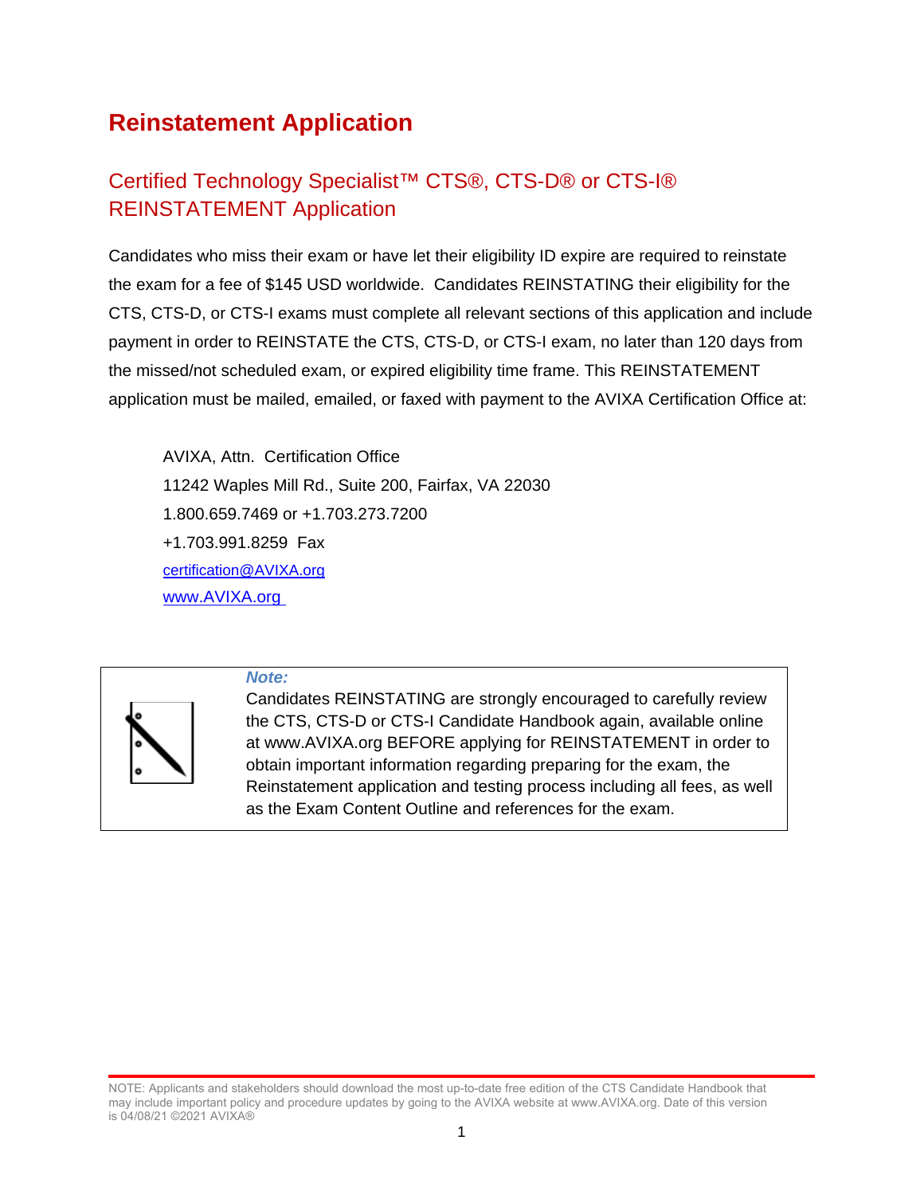# Reinstatement Application

## Certified Technology Specialist™ CTS®, CTS-D® or CTS-I® REINSTATEMENT Application

Candidates who miss their exam or have let their eligibility ID expire are required to reinstate the exam for a fee of $145 USD worldwide. Candidates REINSTATING their eligibility for the CTS, CTS-D, or CTS-I exams must complete all relevant sections of this application and include payment in order to REINSTATE the CTS, CTS-D, or CTS-I exam, no later than 120 days from the missed/not scheduled exam, or expired eligibility time frame. This REINSTATEMENT application must be mailed, emailed, or faxed with payment to the AVIXA Certification Office at:

AVIXA, Attn. Certification Office
11242 Waples Mill Rd., Suite 200, Fairfax, VA 22030
1.800.659.7469 or +1.703.273.7200
+1.703.991.8259 Fax
certification@AVIXA.org
www.AVIXA.org

***Note:***
Candidates REINSTATING are strongly encouraged to carefully review the CTS, CTS-D or CTS-I Candidate Handbook again, available online at www.AVIXA.org BEFORE applying for REINSTATEMENT in order to obtain important information regarding preparing for the exam, the Reinstatement application and testing process including all fees, as well as the Exam Content Outline and references for the exam.

NOTE: Applicants and stakeholders should download the most up-to-date free edition of the CTS Candidate Handbook that may include important policy and procedure updates by going to the AVIXA website at www.AVIXA.org. Date of this version is 04/08/21 ©2021 AVIXA®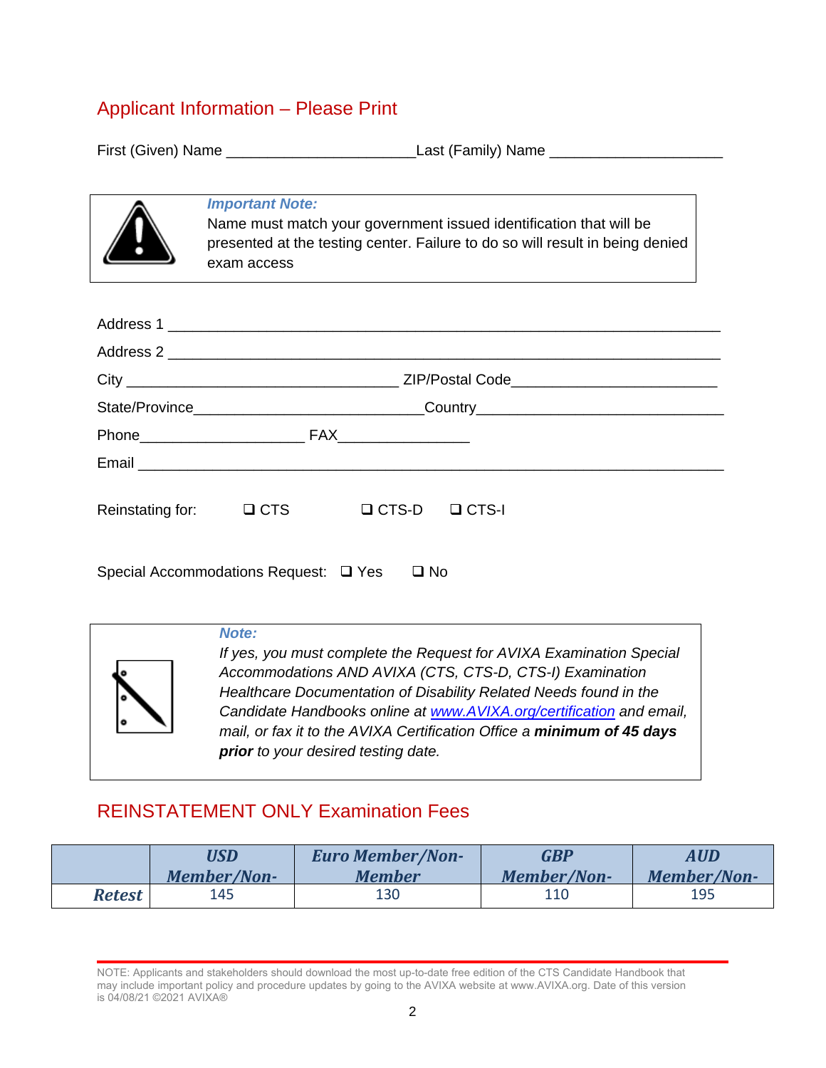## Applicant Information – Please Print

First (Given) Name ______________________ Last (Family) Name ____________________

> ***Important Note:***
> Name must match your government issued identification that will be presented at the testing center. Failure to do so will result in being denied exam access

Address 1 ________________________________________________________________

Address 2 ________________________________________________________________

City ________________________________ ZIP/Postal Code________________________

State/Province___________________________Country_____________________________

Phone___________________ FAX_______________

Email _____________________________________________________________________

Reinstating for: ❑ CTS ❑ CTS-D ❑ CTS-I

Special Accommodations Request: ❑ Yes ❑ No

> ***Note:***
> *If yes, you must complete the Request for AVIXA Examination Special Accommodations AND AVIXA (CTS, CTS-D, CTS-I) Examination Healthcare Documentation of Disability Related Needs found in the Candidate Handbooks online at [www.AVIXA.org/certification](www.AVIXA.org/certification) and email, mail, or fax it to the AVIXA Certification Office a* ***minimum of 45 days prior*** *to your desired testing date.*

## REINSTATEMENT ONLY Examination Fees

| | USD Member/Non- | Euro Member/Non-Member | GBP Member/Non- | AUD Member/Non- |
|---|---|---|---|---|
| ***Retest*** | 145 | 130 | 110 | 195 |

NOTE: Applicants and stakeholders should download the most up-to-date free edition of the CTS Candidate Handbook that may include important policy and procedure updates by going to the AVIXA website at www.AVIXA.org. Date of this version is 04/08/21 ©2021 AVIXA®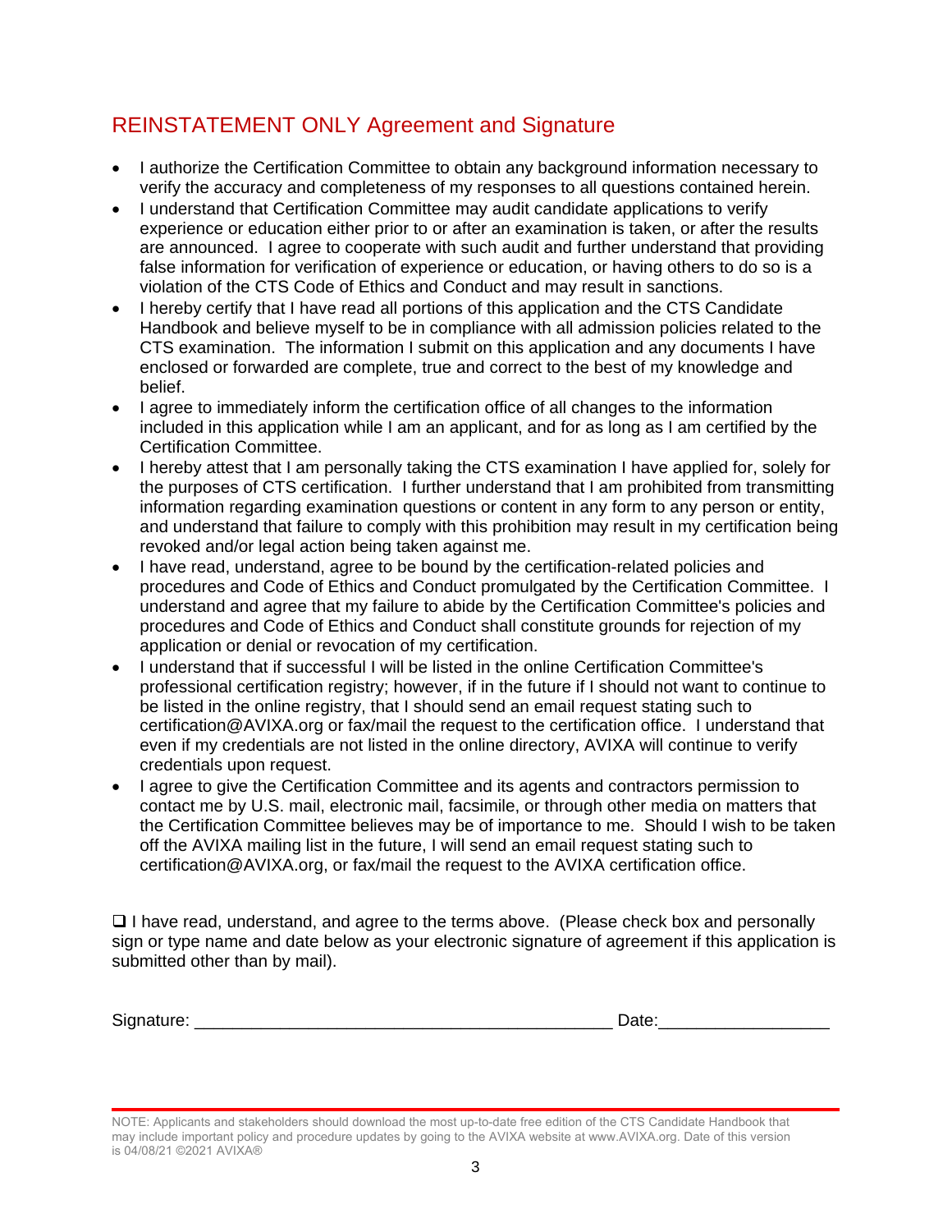## REINSTATEMENT ONLY Agreement and Signature

- I authorize the Certification Committee to obtain any background information necessary to verify the accuracy and completeness of my responses to all questions contained herein.
- I understand that Certification Committee may audit candidate applications to verify experience or education either prior to or after an examination is taken, or after the results are announced. I agree to cooperate with such audit and further understand that providing false information for verification of experience or education, or having others to do so is a violation of the CTS Code of Ethics and Conduct and may result in sanctions.
- I hereby certify that I have read all portions of this application and the CTS Candidate Handbook and believe myself to be in compliance with all admission policies related to the CTS examination. The information I submit on this application and any documents I have enclosed or forwarded are complete, true and correct to the best of my knowledge and belief.
- I agree to immediately inform the certification office of all changes to the information included in this application while I am an applicant, and for as long as I am certified by the Certification Committee.
- I hereby attest that I am personally taking the CTS examination I have applied for, solely for the purposes of CTS certification. I further understand that I am prohibited from transmitting information regarding examination questions or content in any form to any person or entity, and understand that failure to comply with this prohibition may result in my certification being revoked and/or legal action being taken against me.
- I have read, understand, agree to be bound by the certification-related policies and procedures and Code of Ethics and Conduct promulgated by the Certification Committee. I understand and agree that my failure to abide by the Certification Committee's policies and procedures and Code of Ethics and Conduct shall constitute grounds for rejection of my application or denial or revocation of my certification.
- I understand that if successful I will be listed in the online Certification Committee's professional certification registry; however, if in the future if I should not want to continue to be listed in the online registry, that I should send an email request stating such to certification@AVIXA.org or fax/mail the request to the certification office. I understand that even if my credentials are not listed in the online directory, AVIXA will continue to verify credentials upon request.
- I agree to give the Certification Committee and its agents and contractors permission to contact me by U.S. mail, electronic mail, facsimile, or through other media on matters that the Certification Committee believes may be of importance to me. Should I wish to be taken off the AVIXA mailing list in the future, I will send an email request stating such to certification@AVIXA.org, or fax/mail the request to the AVIXA certification office.

❑ I have read, understand, and agree to the terms above. (Please check box and personally sign or type name and date below as your electronic signature of agreement if this application is submitted other than by mail).

Signature: ____________________________________________ Date:_________________

NOTE: Applicants and stakeholders should download the most up-to-date free edition of the CTS Candidate Handbook that may include important policy and procedure updates by going to the AVIXA website at www.AVIXA.org. Date of this version is 04/08/21 ©2021 AVIXA®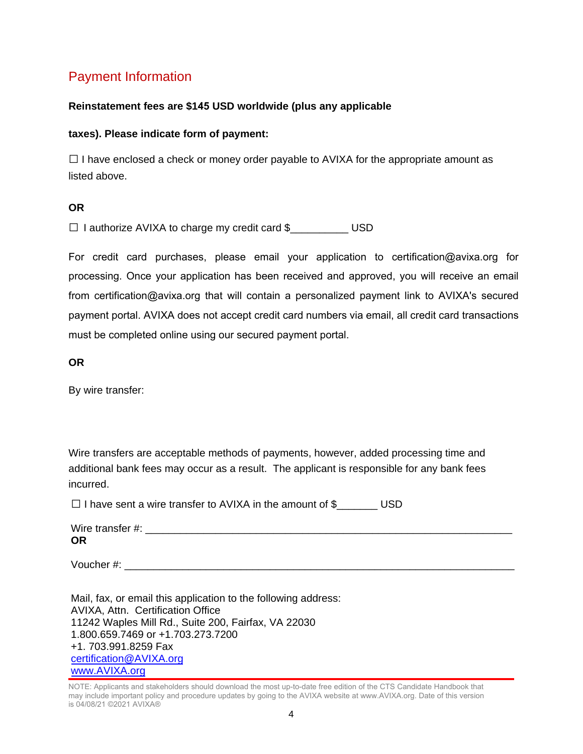## Payment Information

**Reinstatement fees are $145 USD worldwide (plus any applicable**

**taxes). Please indicate form of payment:**

☐ I have enclosed a check or money order payable to AVIXA for the appropriate amount as listed above.

**OR**

☐ I authorize AVIXA to charge my credit card $__________ USD

For credit card purchases, please email your application to certification@avixa.org for processing. Once your application has been received and approved, you will receive an email from certification@avixa.org that will contain a personalized payment link to AVIXA's secured payment portal. AVIXA does not accept credit card numbers via email, all credit card transactions must be completed online using our secured payment portal.

**OR**

By wire transfer:

Wire transfers are acceptable methods of payments, however, added processing time and additional bank fees may occur as a result. The applicant is responsible for any bank fees incurred.

☐ I have sent a wire transfer to AVIXA in the amount of $_______ USD

Wire transfer #: ___________________________________________________________________

**OR**

Voucher #: ______________________________________________________________________

Mail, fax, or email this application to the following address:
AVIXA, Attn. Certification Office
11242 Waples Mill Rd., Suite 200, Fairfax, VA 22030
1.800.659.7469 or +1.703.273.7200
+1. 703.991.8259 Fax
certification@AVIXA.org
www.AVIXA.org

NOTE: Applicants and stakeholders should download the most up-to-date free edition of the CTS Candidate Handbook that may include important policy and procedure updates by going to the AVIXA website at www.AVIXA.org. Date of this version is 04/08/21 ©2021 AVIXA®